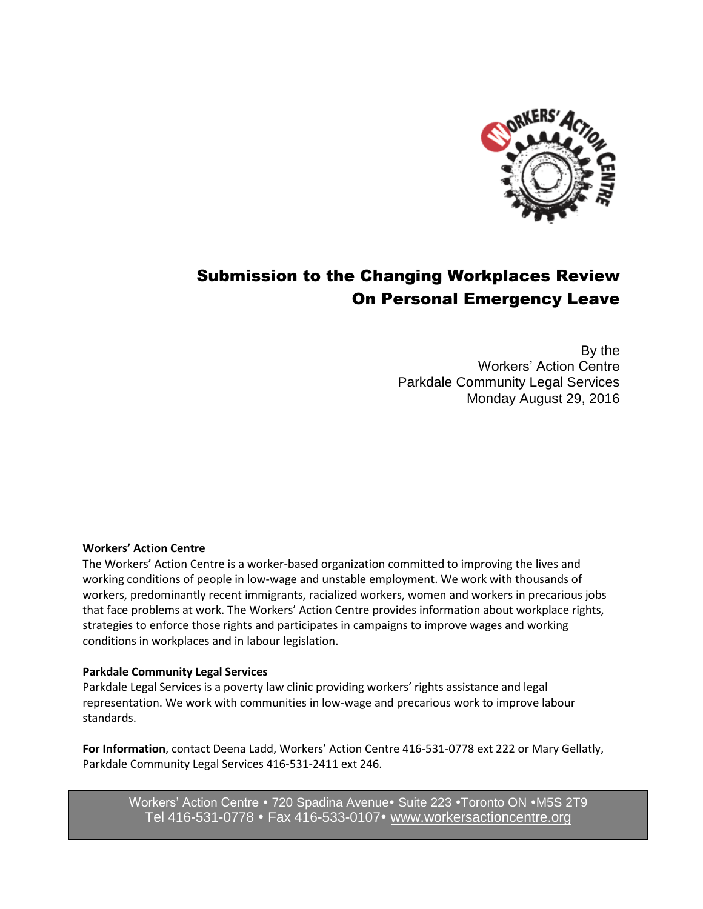# Submission to the Changing Workplaces Review On Personal Emergency Leave

By the
Workers' Action Centre
Parkdale Community Legal Services
Monday August 29, 2016

**Workers' Action Centre**
The Workers' Action Centre is a worker-based organization committed to improving the lives and working conditions of people in low-wage and unstable employment. We work with thousands of workers, predominantly recent immigrants, racialized workers, women and workers in precarious jobs that face problems at work. The Workers' Action Centre provides information about workplace rights, strategies to enforce those rights and participates in campaigns to improve wages and working conditions in workplaces and in labour legislation.

**Parkdale Community Legal Services**
Parkdale Legal Services is a poverty law clinic providing workers' rights assistance and legal representation. We work with communities in low-wage and precarious work to improve labour standards.

**For Information**, contact Deena Ladd, Workers' Action Centre 416-531-0778 ext 222 or Mary Gellatly, Parkdale Community Legal Services 416-531-2411 ext 246.

Workers' Action Centre • 720 Spadina Avenue• Suite 223 •Toronto ON •M5S 2T9
Tel 416-531-0778 • Fax 416-533-0107• www.workersactioncentre.org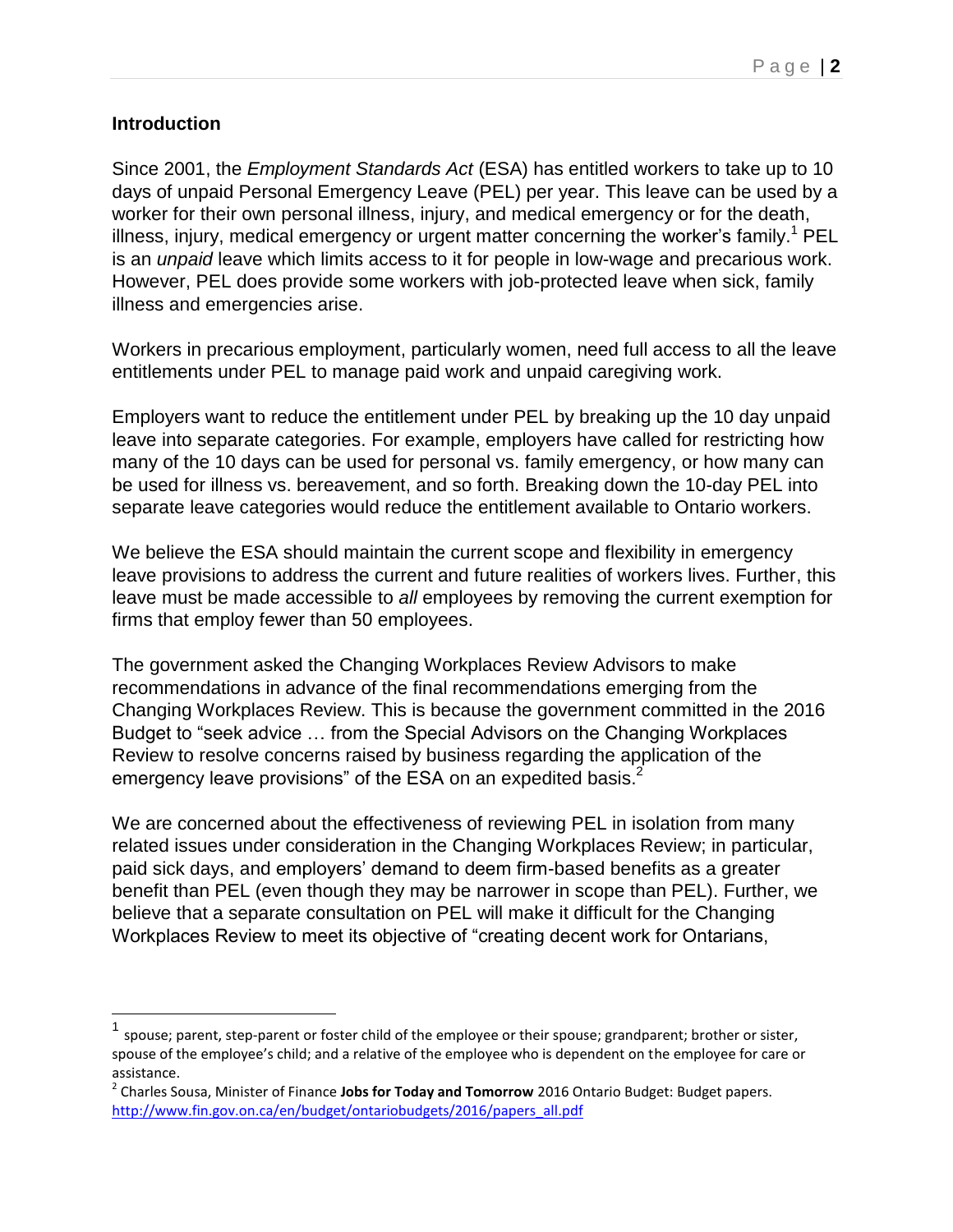### Introduction

Since 2001, the *Employment Standards Act* (ESA) has entitled workers to take up to 10 days of unpaid Personal Emergency Leave (PEL) per year. This leave can be used by a worker for their own personal illness, injury, and medical emergency or for the death, illness, injury, medical emergency or urgent matter concerning the worker's family.[1] PEL is an *unpaid* leave which limits access to it for people in low-wage and precarious work. However, PEL does provide some workers with job-protected leave when sick, family illness and emergencies arise.

Workers in precarious employment, particularly women, need full access to all the leave entitlements under PEL to manage paid work and unpaid caregiving work.

Employers want to reduce the entitlement under PEL by breaking up the 10 day unpaid leave into separate categories. For example, employers have called for restricting how many of the 10 days can be used for personal vs. family emergency, or how many can be used for illness vs. bereavement, and so forth. Breaking down the 10-day PEL into separate leave categories would reduce the entitlement available to Ontario workers.

We believe the ESA should maintain the current scope and flexibility in emergency leave provisions to address the current and future realities of workers lives. Further, this leave must be made accessible to *all* employees by removing the current exemption for firms that employ fewer than 50 employees.

The government asked the Changing Workplaces Review Advisors to make recommendations in advance of the final recommendations emerging from the Changing Workplaces Review. This is because the government committed in the 2016 Budget to "seek advice … from the Special Advisors on the Changing Workplaces Review to resolve concerns raised by business regarding the application of the emergency leave provisions" of the ESA on an expedited basis.[2]

We are concerned about the effectiveness of reviewing PEL in isolation from many related issues under consideration in the Changing Workplaces Review; in particular, paid sick days, and employers' demand to deem firm-based benefits as a greater benefit than PEL (even though they may be narrower in scope than PEL). Further, we believe that a separate consultation on PEL will make it difficult for the Changing Workplaces Review to meet its objective of "creating decent work for Ontarians,

---

[1] spouse; parent, step-parent or foster child of the employee or their spouse; grandparent; brother or sister, spouse of the employee's child; and a relative of the employee who is dependent on the employee for care or assistance.

[2] Charles Sousa, Minister of Finance **Jobs for Today and Tomorrow** 2016 Ontario Budget: Budget papers. http://www.fin.gov.on.ca/en/budget/ontariobudgets/2016/papers_all.pdf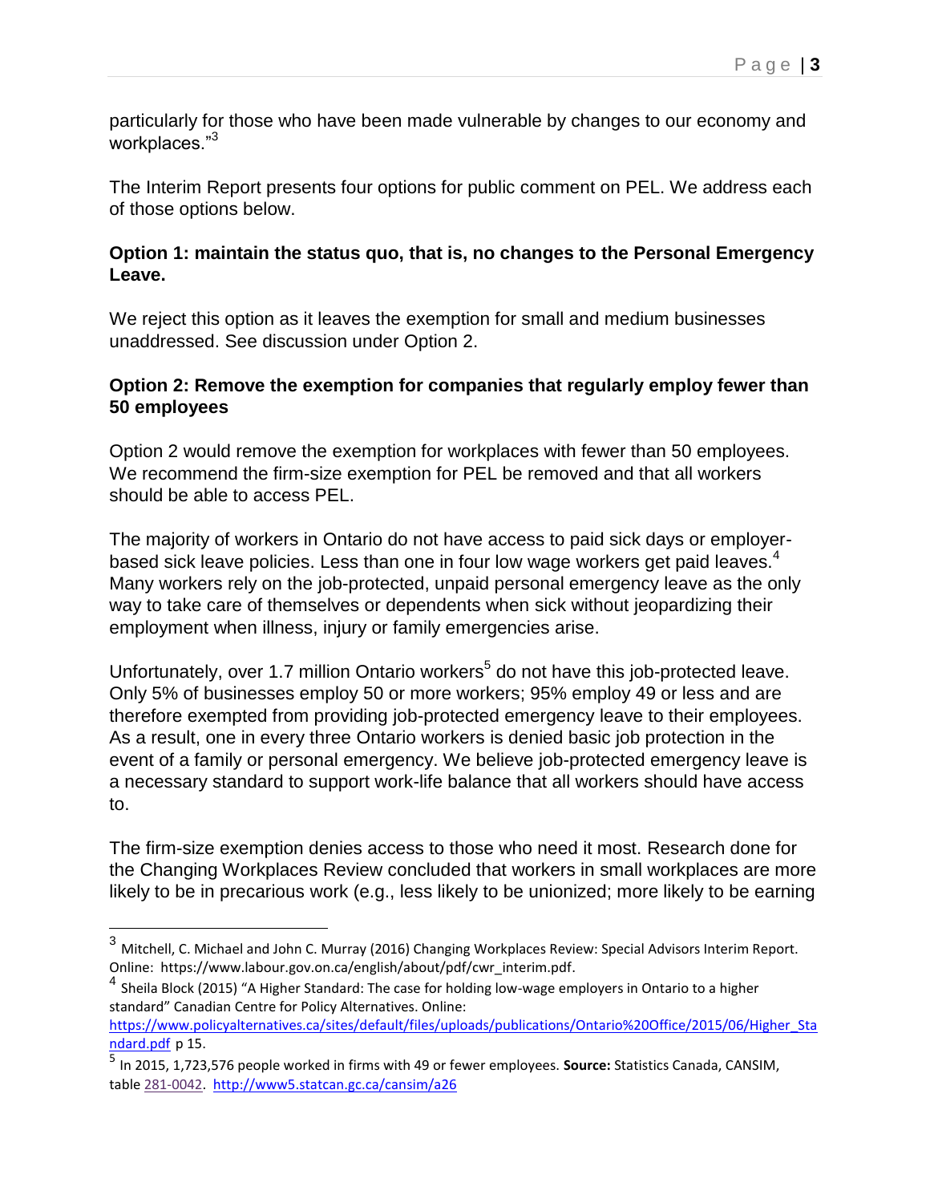particularly for those who have been made vulnerable by changes to our economy and workplaces."[3]

The Interim Report presents four options for public comment on PEL. We address each of those options below.

**Option 1: maintain the status quo, that is, no changes to the Personal Emergency Leave.**

We reject this option as it leaves the exemption for small and medium businesses unaddressed. See discussion under Option 2.

**Option 2: Remove the exemption for companies that regularly employ fewer than 50 employees**

Option 2 would remove the exemption for workplaces with fewer than 50 employees. We recommend the firm-size exemption for PEL be removed and that all workers should be able to access PEL.

The majority of workers in Ontario do not have access to paid sick days or employer-based sick leave policies. Less than one in four low wage workers get paid leaves.[4] Many workers rely on the job-protected, unpaid personal emergency leave as the only way to take care of themselves or dependents when sick without jeopardizing their employment when illness, injury or family emergencies arise.

Unfortunately, over 1.7 million Ontario workers[5] do not have this job-protected leave. Only 5% of businesses employ 50 or more workers; 95% employ 49 or less and are therefore exempted from providing job-protected emergency leave to their employees. As a result, one in every three Ontario workers is denied basic job protection in the event of a family or personal emergency. We believe job-protected emergency leave is a necessary standard to support work-life balance that all workers should have access to.

The firm-size exemption denies access to those who need it most. Research done for the Changing Workplaces Review concluded that workers in small workplaces are more likely to be in precarious work (e.g., less likely to be unionized; more likely to be earning

---

[3] Mitchell, C. Michael and John C. Murray (2016) Changing Workplaces Review: Special Advisors Interim Report. Online: https://www.labour.gov.on.ca/english/about/pdf/cwr_interim.pdf.

[4] Sheila Block (2015) "A Higher Standard: The case for holding low-wage employers in Ontario to a higher standard" Canadian Centre for Policy Alternatives. Online: https://www.policyalternatives.ca/sites/default/files/uploads/publications/Ontario%20Office/2015/06/Higher_Standard.pdf p 15.

[5] In 2015, 1,723,576 people worked in firms with 49 or fewer employees. **Source:** Statistics Canada, CANSIM, table 281-0042. http://www5.statcan.gc.ca/cansim/a26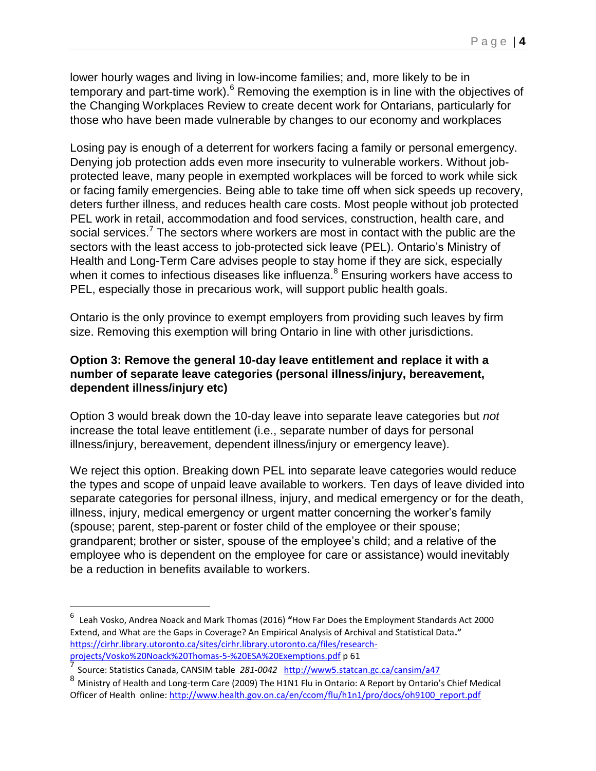lower hourly wages and living in low-income families; and, more likely to be in temporary and part-time work).[6] Removing the exemption is in line with the objectives of the Changing Workplaces Review to create decent work for Ontarians, particularly for those who have been made vulnerable by changes to our economy and workplaces

Losing pay is enough of a deterrent for workers facing a family or personal emergency. Denying job protection adds even more insecurity to vulnerable workers. Without job-protected leave, many people in exempted workplaces will be forced to work while sick or facing family emergencies. Being able to take time off when sick speeds up recovery, deters further illness, and reduces health care costs. Most people without job protected PEL work in retail, accommodation and food services, construction, health care, and social services.[7] The sectors where workers are most in contact with the public are the sectors with the least access to job-protected sick leave (PEL). Ontario's Ministry of Health and Long-Term Care advises people to stay home if they are sick, especially when it comes to infectious diseases like influenza.[8] Ensuring workers have access to PEL, especially those in precarious work, will support public health goals.

Ontario is the only province to exempt employers from providing such leaves by firm size. Removing this exemption will bring Ontario in line with other jurisdictions.

**Option 3: Remove the general 10-day leave entitlement and replace it with a number of separate leave categories (personal illness/injury, bereavement, dependent illness/injury etc)**

Option 3 would break down the 10-day leave into separate leave categories but *not* increase the total leave entitlement (i.e., separate number of days for personal illness/injury, bereavement, dependent illness/injury or emergency leave).

We reject this option. Breaking down PEL into separate leave categories would reduce the types and scope of unpaid leave available to workers. Ten days of leave divided into separate categories for personal illness, injury, and medical emergency or for the death, illness, injury, medical emergency or urgent matter concerning the worker's family (spouse; parent, step-parent or foster child of the employee or their spouse; grandparent; brother or sister, spouse of the employee's child; and a relative of the employee who is dependent on the employee for care or assistance) would inevitably be a reduction in benefits available to workers.

---

[6] Leah Vosko, Andrea Noack and Mark Thomas (2016) **"**How Far Does the Employment Standards Act 2000 Extend, and What are the Gaps in Coverage? An Empirical Analysis of Archival and Statistical Data**."** https://cirhr.library.utoronto.ca/sites/cirhr.library.utoronto.ca/files/research-projects/Vosko%20Noack%20Thomas-5-%20ESA%20Exemptions.pdf p 61

[7] Source: Statistics Canada, CANSIM table *281-0042* http://www5.statcan.gc.ca/cansim/a47

[8] Ministry of Health and Long-term Care (2009) The H1N1 Flu in Ontario: A Report by Ontario's Chief Medical Officer of Health online: http://www.health.gov.on.ca/en/ccom/flu/h1n1/pro/docs/oh9100_report.pdf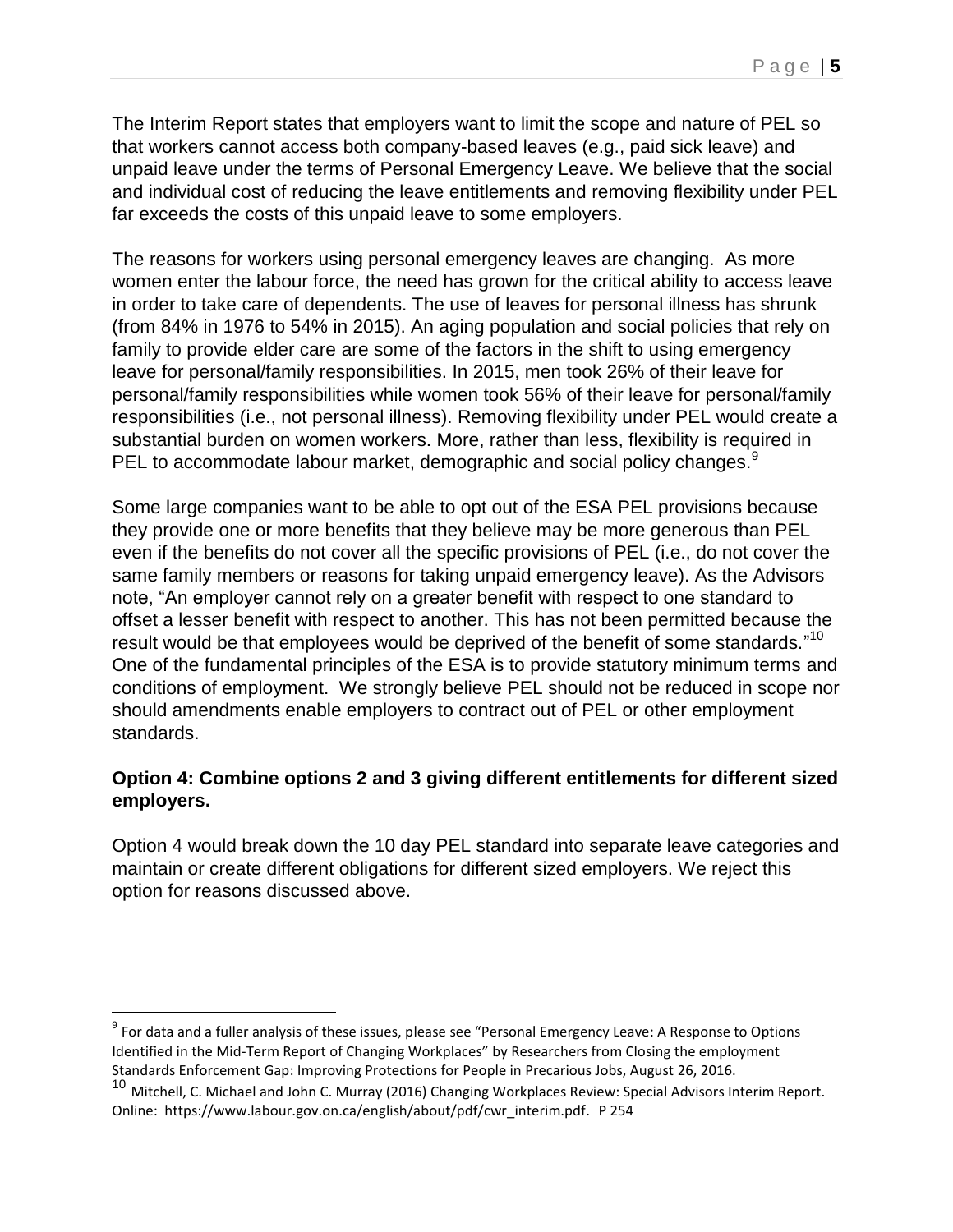The Interim Report states that employers want to limit the scope and nature of PEL so that workers cannot access both company-based leaves (e.g., paid sick leave) and unpaid leave under the terms of Personal Emergency Leave. We believe that the social and individual cost of reducing the leave entitlements and removing flexibility under PEL far exceeds the costs of this unpaid leave to some employers.

The reasons for workers using personal emergency leaves are changing. As more women enter the labour force, the need has grown for the critical ability to access leave in order to take care of dependents. The use of leaves for personal illness has shrunk (from 84% in 1976 to 54% in 2015). An aging population and social policies that rely on family to provide elder care are some of the factors in the shift to using emergency leave for personal/family responsibilities. In 2015, men took 26% of their leave for personal/family responsibilities while women took 56% of their leave for personal/family responsibilities (i.e., not personal illness). Removing flexibility under PEL would create a substantial burden on women workers. More, rather than less, flexibility is required in PEL to accommodate labour market, demographic and social policy changes.[9]

Some large companies want to be able to opt out of the ESA PEL provisions because they provide one or more benefits that they believe may be more generous than PEL even if the benefits do not cover all the specific provisions of PEL (i.e., do not cover the same family members or reasons for taking unpaid emergency leave). As the Advisors note, "An employer cannot rely on a greater benefit with respect to one standard to offset a lesser benefit with respect to another. This has not been permitted because the result would be that employees would be deprived of the benefit of some standards."[10] One of the fundamental principles of the ESA is to provide statutory minimum terms and conditions of employment. We strongly believe PEL should not be reduced in scope nor should amendments enable employers to contract out of PEL or other employment standards.

**Option 4: Combine options 2 and 3 giving different entitlements for different sized employers.**

Option 4 would break down the 10 day PEL standard into separate leave categories and maintain or create different obligations for different sized employers. We reject this option for reasons discussed above.

---

[9] For data and a fuller analysis of these issues, please see "Personal Emergency Leave: A Response to Options Identified in the Mid-Term Report of Changing Workplaces" by Researchers from Closing the employment Standards Enforcement Gap: Improving Protections for People in Precarious Jobs, August 26, 2016.

[10] Mitchell, C. Michael and John C. Murray (2016) Changing Workplaces Review: Special Advisors Interim Report. Online: https://www.labour.gov.on.ca/english/about/pdf/cwr_interim.pdf. P 254